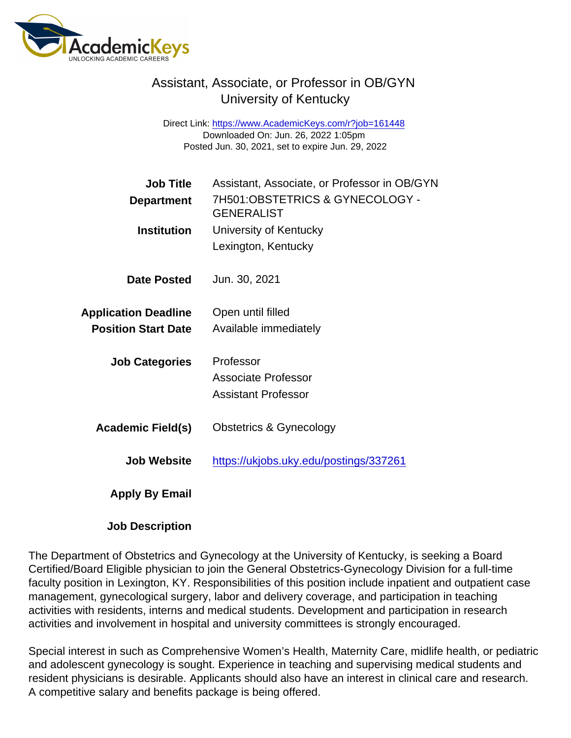# Assistant, Associate, or Professor in OB/GYN
## University of Kentucky

Direct Link: https://www.AcademicKeys.com/r?job=161448
Downloaded On: Jun. 26, 2022 1:05pm
Posted Jun. 30, 2021, set to expire Jun. 29, 2022

**Job Title** Assistant, Associate, or Professor in OB/GYN

**Department** 7H501:OBSTETRICS & GYNECOLOGY - GENERALIST

**Institution** University of Kentucky
Lexington, Kentucky

**Date Posted** Jun. 30, 2021

**Application Deadline** Open until filled

**Position Start Date** Available immediately

**Job Categories** Professor
Associate Professor
Assistant Professor

**Academic Field(s)** Obstetrics & Gynecology

**Job Website** https://ukjobs.uky.edu/postings/337261

**Apply By Email**

**Job Description**

The Department of Obstetrics and Gynecology at the University of Kentucky, is seeking a Board Certified/Board Eligible physician to join the General Obstetrics-Gynecology Division for a full-time faculty position in Lexington, KY. Responsibilities of this position include inpatient and outpatient case management, gynecological surgery, labor and delivery coverage, and participation in teaching activities with residents, interns and medical students. Development and participation in research activities and involvement in hospital and university committees is strongly encouraged.

Special interest in such as Comprehensive Women's Health, Maternity Care, midlife health, or pediatric and adolescent gynecology is sought. Experience in teaching and supervising medical students and resident physicians is desirable. Applicants should also have an interest in clinical care and research. A competitive salary and benefits package is being offered.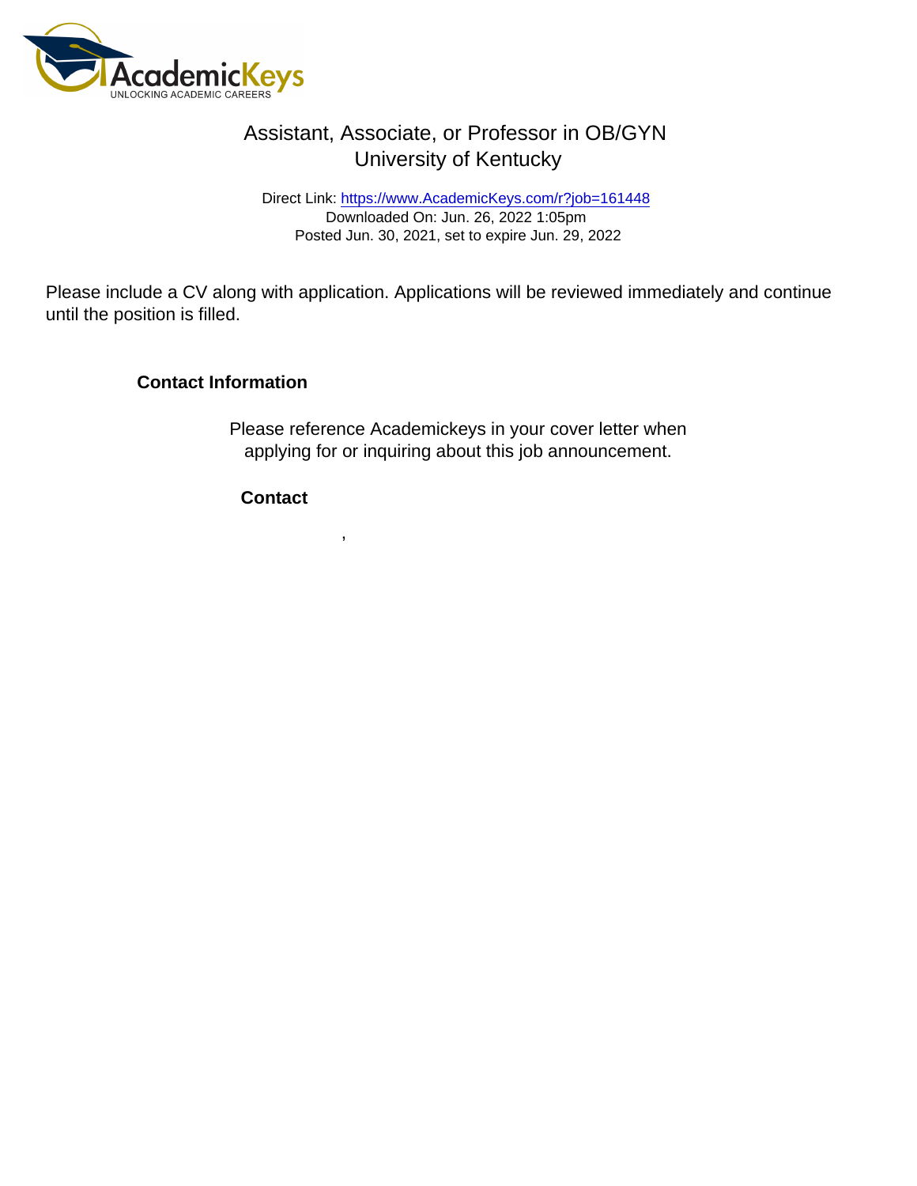Assistant, Associate, or Professor in OB/GYN
University of Kentucky

Direct Link: https://www.AcademicKeys.com/r?job=161448
Downloaded On: Jun. 26, 2022 1:05pm
Posted Jun. 30, 2021, set to expire Jun. 29, 2022

Please include a CV along with application. Applications will be reviewed immediately and continue until the position is filled.

### Contact Information

Please reference Academickeys in your cover letter when applying for or inquiring about this job announcement.

**Contact**

,